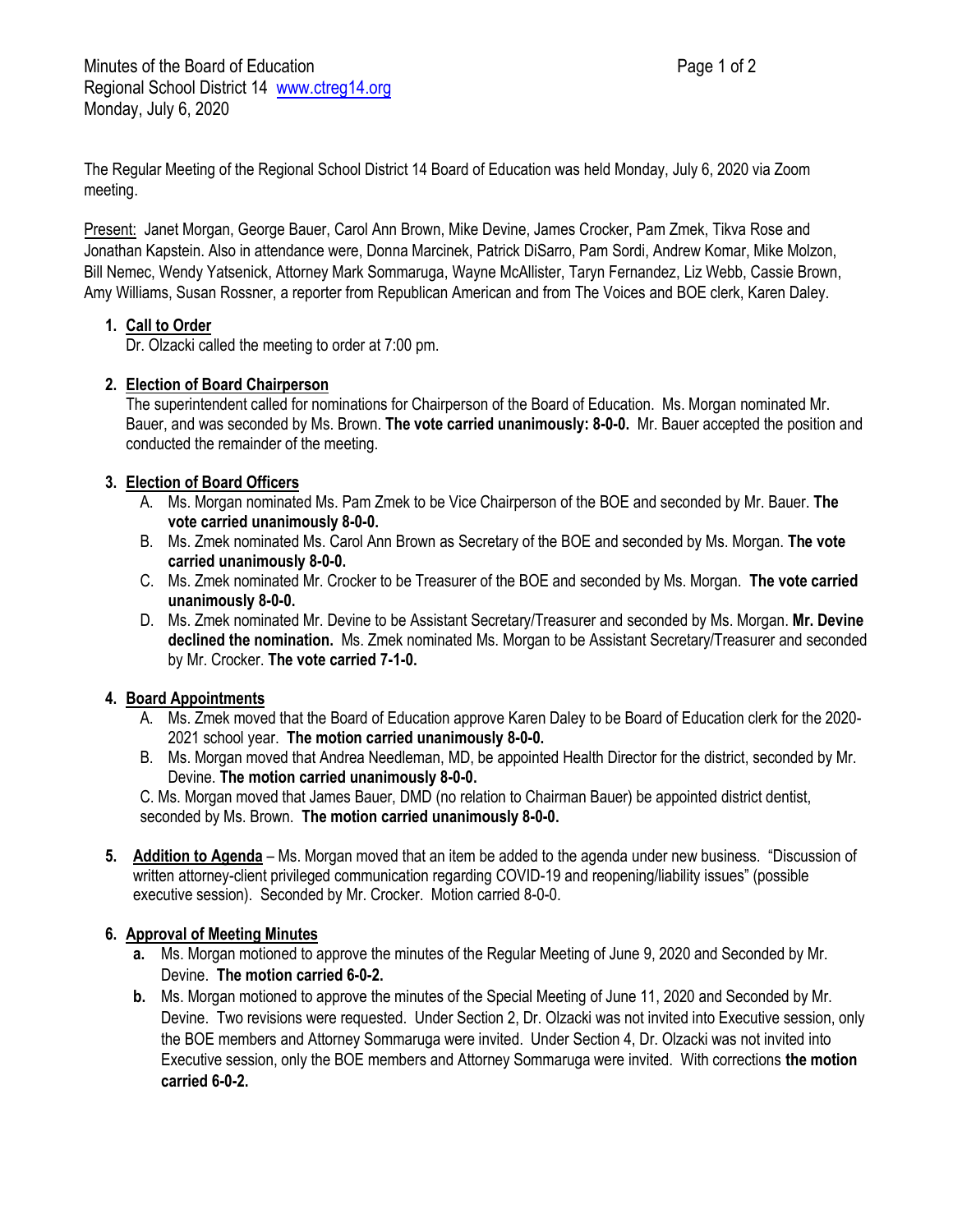Minutes of the Board of Education
Regional School District 14 [www.ctreg14.org](http://www.ctreg14.org)
Monday, July 6, 2020

The Regular Meeting of the Regional School District 14 Board of Education was held Monday, July 6, 2020 via Zoom meeting.

Present: Janet Morgan, George Bauer, Carol Ann Brown, Mike Devine, James Crocker, Pam Zmek, Tikva Rose and Jonathan Kapstein. Also in attendance were, Donna Marcinek, Patrick DiSarro, Pam Sordi, Andrew Komar, Mike Molzon, Bill Nemec, Wendy Yatsenick, Attorney Mark Sommaruga, Wayne McAllister, Taryn Fernandez, Liz Webb, Cassie Brown, Amy Williams, Susan Rossner, a reporter from Republican American and from The Voices and BOE clerk, Karen Daley.

1. **Call to Order**
   Dr. Olzacki called the meeting to order at 7:00 pm.

2. **Election of Board Chairperson**
   The superintendent called for nominations for Chairperson of the Board of Education. Ms. Morgan nominated Mr. Bauer, and was seconded by Ms. Brown. **The vote carried unanimously: 8-0-0.** Mr. Bauer accepted the position and conducted the remainder of the meeting.

3. **Election of Board Officers**
   A. Ms. Morgan nominated Ms. Pam Zmek to be Vice Chairperson of the BOE and seconded by Mr. Bauer. **The vote carried unanimously 8-0-0.**
   B. Ms. Zmek nominated Ms. Carol Ann Brown as Secretary of the BOE and seconded by Ms. Morgan. **The vote carried unanimously 8-0-0.**
   C. Ms. Zmek nominated Mr. Crocker to be Treasurer of the BOE and seconded by Ms. Morgan. **The vote carried unanimously 8-0-0.**
   D. Ms. Zmek nominated Mr. Devine to be Assistant Secretary/Treasurer and seconded by Ms. Morgan. **Mr. Devine declined the nomination.** Ms. Zmek nominated Ms. Morgan to be Assistant Secretary/Treasurer and seconded by Mr. Crocker. **The vote carried 7-1-0.**

4. **Board Appointments**
   A. Ms. Zmek moved that the Board of Education approve Karen Daley to be Board of Education clerk for the 2020-2021 school year. **The motion carried unanimously 8-0-0.**
   B. Ms. Morgan moved that Andrea Needleman, MD, be appointed Health Director for the district, seconded by Mr. Devine. **The motion carried unanimously 8-0-0.**
   C. Ms. Morgan moved that James Bauer, DMD (no relation to Chairman Bauer) be appointed district dentist, seconded by Ms. Brown. **The motion carried unanimously 8-0-0.**

5. **Addition to Agenda** – Ms. Morgan moved that an item be added to the agenda under new business. "Discussion of written attorney-client privileged communication regarding COVID-19 and reopening/liability issues" (possible executive session). Seconded by Mr. Crocker. Motion carried 8-0-0.

6. **Approval of Meeting Minutes**
   **a.** Ms. Morgan motioned to approve the minutes of the Regular Meeting of June 9, 2020 and Seconded by Mr. Devine. **The motion carried 6-0-2.**
   **b.** Ms. Morgan motioned to approve the minutes of the Special Meeting of June 11, 2020 and Seconded by Mr. Devine. Two revisions were requested. Under Section 2, Dr. Olzacki was not invited into Executive session, only the BOE members and Attorney Sommaruga were invited. Under Section 4, Dr. Olzacki was not invited into Executive session, only the BOE members and Attorney Sommaruga were invited. With corrections **the motion carried 6-0-2.**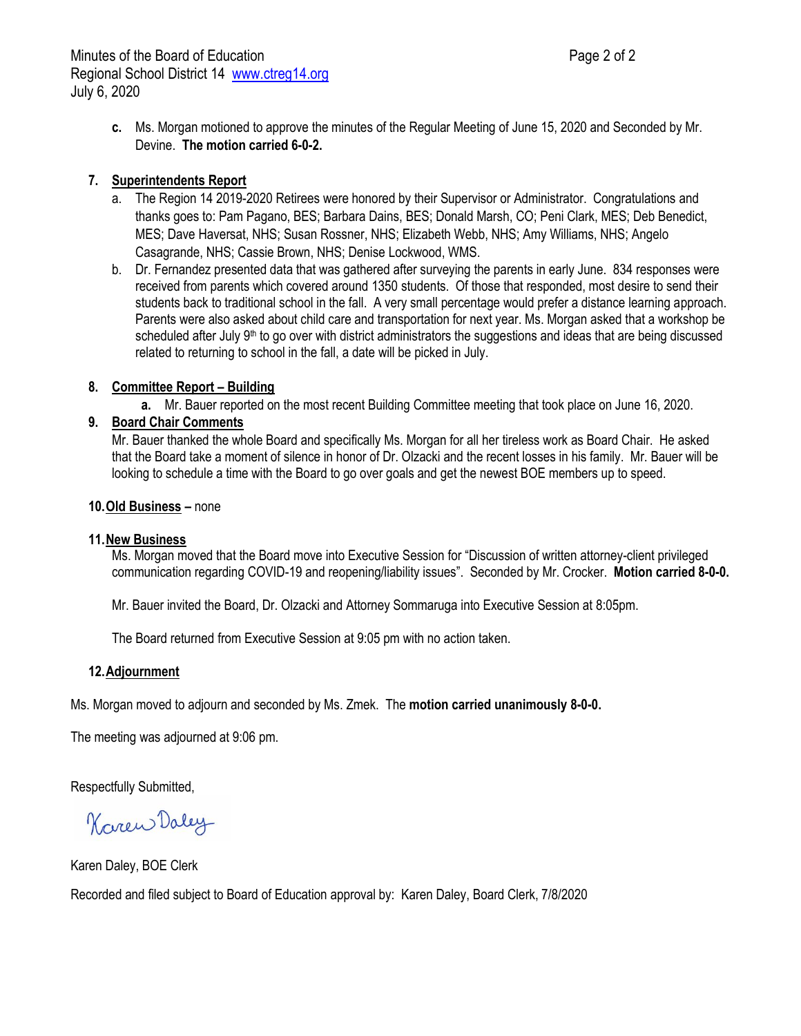c. Ms. Morgan motioned to approve the minutes of the Regular Meeting of June 15, 2020 and Seconded by Mr. Devine. **The motion carried 6-0-2.**

7. **Superintendents Report**
   a. The Region 14 2019-2020 Retirees were honored by their Supervisor or Administrator. Congratulations and thanks goes to: Pam Pagano, BES; Barbara Dains, BES; Donald Marsh, CO; Peni Clark, MES; Deb Benedict, MES; Dave Haversat, NHS; Susan Rossner, NHS; Elizabeth Webb, NHS; Amy Williams, NHS; Angelo Casagrande, NHS; Cassie Brown, NHS; Denise Lockwood, WMS.
   b. Dr. Fernandez presented data that was gathered after surveying the parents in early June. 834 responses were received from parents which covered around 1350 students. Of those that responded, most desire to send their students back to traditional school in the fall. A very small percentage would prefer a distance learning approach. Parents were also asked about child care and transportation for next year. Ms. Morgan asked that a workshop be scheduled after July 9th to go over with district administrators the suggestions and ideas that are being discussed related to returning to school in the fall, a date will be picked in July.

8. **Committee Report – Building**
   a. Mr. Bauer reported on the most recent Building Committee meeting that took place on June 16, 2020.

9. **Board Chair Comments**
   Mr. Bauer thanked the whole Board and specifically Ms. Morgan for all her tireless work as Board Chair. He asked that the Board take a moment of silence in honor of Dr. Olzacki and the recent losses in his family. Mr. Bauer will be looking to schedule a time with the Board to go over goals and get the newest BOE members up to speed.

10. **Old Business** – none

11. **New Business**
    Ms. Morgan moved that the Board move into Executive Session for "Discussion of written attorney-client privileged communication regarding COVID-19 and reopening/liability issues". Seconded by Mr. Crocker. **Motion carried 8-0-0.**

    Mr. Bauer invited the Board, Dr. Olzacki and Attorney Sommaruga into Executive Session at 8:05pm.

    The Board returned from Executive Session at 9:05 pm with no action taken.

12. **Adjournment**

Ms. Morgan moved to adjourn and seconded by Ms. Zmek. The **motion carried unanimously 8-0-0.**

The meeting was adjourned at 9:06 pm.

Respectfully Submitted,

Karen Daley

Karen Daley, BOE Clerk

Recorded and filed subject to Board of Education approval by: Karen Daley, Board Clerk, 7/8/2020